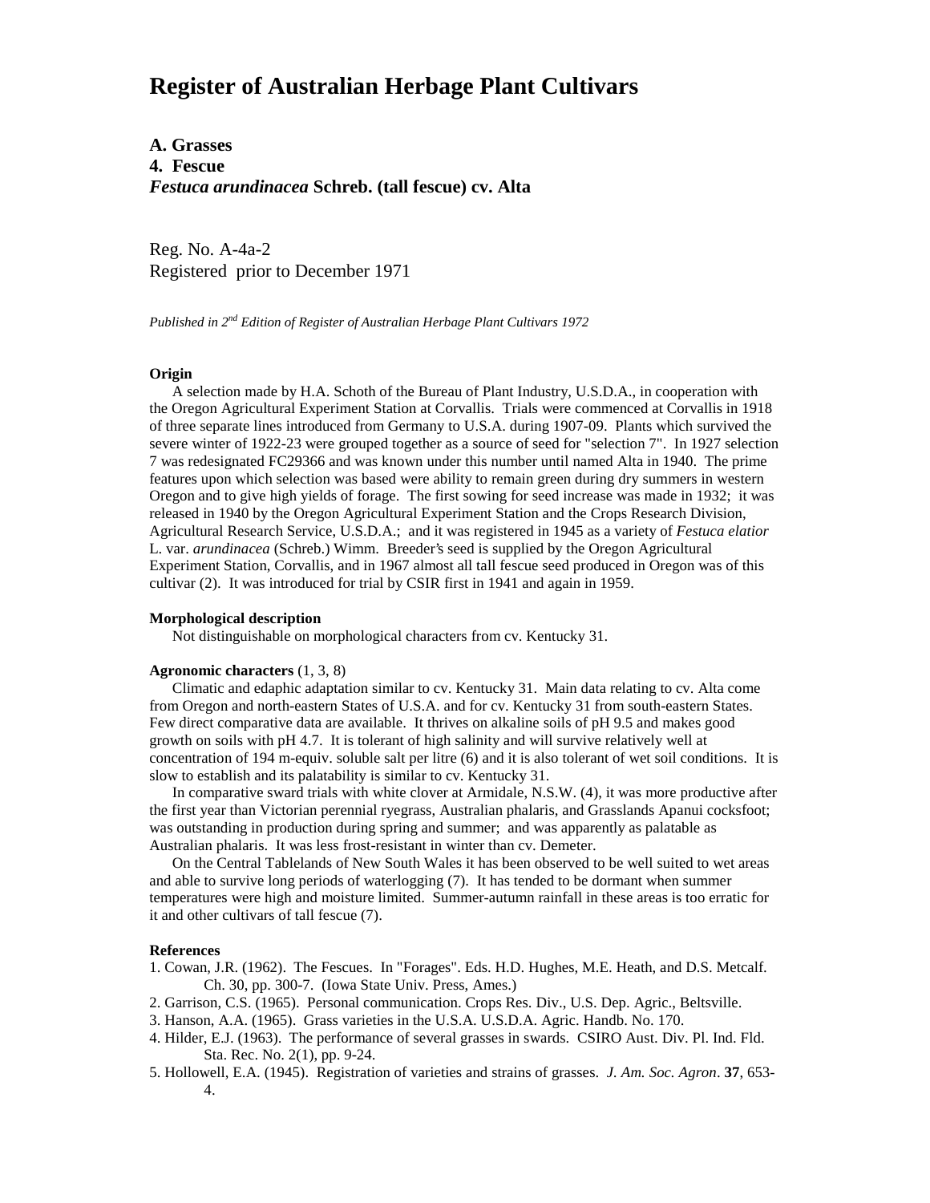# Register of Australian Herbage Plant Cultivars

**A. Grasses**
**4. Fescue**
***Festuca arundinacea* Schreb. (tall fescue) cv. Alta**

Reg. No. A-4a-2
Registered prior to December 1971

*Published in 2nd Edition of Register of Australian Herbage Plant Cultivars 1972*

**Origin**

A selection made by H.A. Schoth of the Bureau of Plant Industry, U.S.D.A., in cooperation with the Oregon Agricultural Experiment Station at Corvallis. Trials were commenced at Corvallis in 1918 of three separate lines introduced from Germany to U.S.A. during 1907-09. Plants which survived the severe winter of 1922-23 were grouped together as a source of seed for "selection 7". In 1927 selection 7 was redesignated FC29366 and was known under this number until named Alta in 1940. The prime features upon which selection was based were ability to remain green during dry summers in western Oregon and to give high yields of forage. The first sowing for seed increase was made in 1932; it was released in 1940 by the Oregon Agricultural Experiment Station and the Crops Research Division, Agricultural Research Service, U.S.D.A.; and it was registered in 1945 as a variety of *Festuca elatior* L. var. *arundinacea* (Schreb.) Wimm. Breeder's seed is supplied by the Oregon Agricultural Experiment Station, Corvallis, and in 1967 almost all tall fescue seed produced in Oregon was of this cultivar (2). It was introduced for trial by CSIR first in 1941 and again in 1959.

**Morphological description**

Not distinguishable on morphological characters from cv. Kentucky 31.

**Agronomic characters** (1, 3, 8)

Climatic and edaphic adaptation similar to cv. Kentucky 31. Main data relating to cv. Alta come from Oregon and north-eastern States of U.S.A. and for cv. Kentucky 31 from south-eastern States. Few direct comparative data are available. It thrives on alkaline soils of pH 9.5 and makes good growth on soils with pH 4.7. It is tolerant of high salinity and will survive relatively well at concentration of 194 m-equiv. soluble salt per litre (6) and it is also tolerant of wet soil conditions. It is slow to establish and its palatability is similar to cv. Kentucky 31.

In comparative sward trials with white clover at Armidale, N.S.W. (4), it was more productive after the first year than Victorian perennial ryegrass, Australian phalaris, and Grasslands Apanui cocksfoot; was outstanding in production during spring and summer; and was apparently as palatable as Australian phalaris. It was less frost-resistant in winter than cv. Demeter.

On the Central Tablelands of New South Wales it has been observed to be well suited to wet areas and able to survive long periods of waterlogging (7). It has tended to be dormant when summer temperatures were high and moisture limited. Summer-autumn rainfall in these areas is too erratic for it and other cultivars of tall fescue (7).

**References**

1. Cowan, J.R. (1962). The Fescues. In "Forages". Eds. H.D. Hughes, M.E. Heath, and D.S. Metcalf. Ch. 30, pp. 300-7. (Iowa State Univ. Press, Ames.)
2. Garrison, C.S. (1965). Personal communication. Crops Res. Div., U.S. Dep. Agric., Beltsville.
3. Hanson, A.A. (1965). Grass varieties in the U.S.A. U.S.D.A. Agric. Handb. No. 170.
4. Hilder, E.J. (1963). The performance of several grasses in swards. CSIRO Aust. Div. Pl. Ind. Fld. Sta. Rec. No. 2(1), pp. 9-24.
5. Hollowell, E.A. (1945). Registration of varieties and strains of grasses. *J. Am. Soc. Agron*. **37**, 653-4.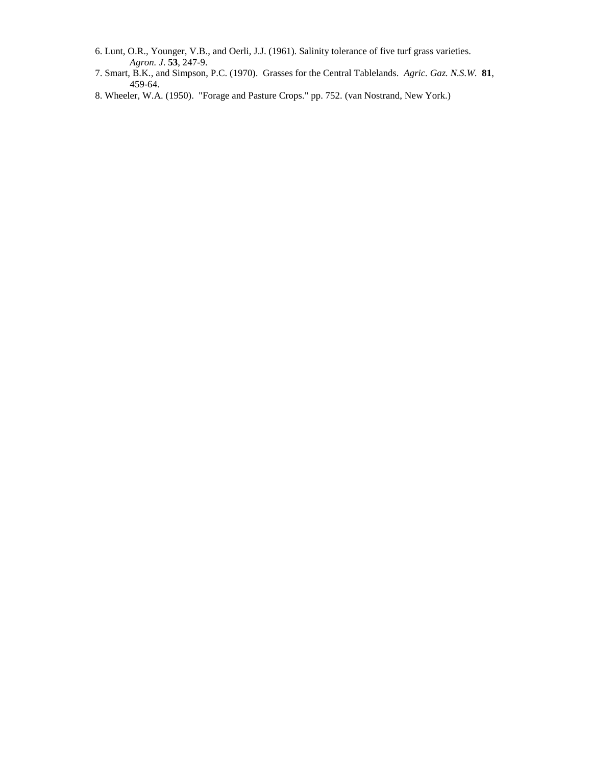6. Lunt, O.R., Younger, V.B., and Oerli, J.J. (1961). Salinity tolerance of five turf grass varieties. *Agron. J*. **53**, 247-9.
7. Smart, B.K., and Simpson, P.C. (1970). Grasses for the Central Tablelands. *Agric. Gaz. N.S.W.* **81**, 459-64.
8. Wheeler, W.A. (1950). "Forage and Pasture Crops." pp. 752. (van Nostrand, New York.)